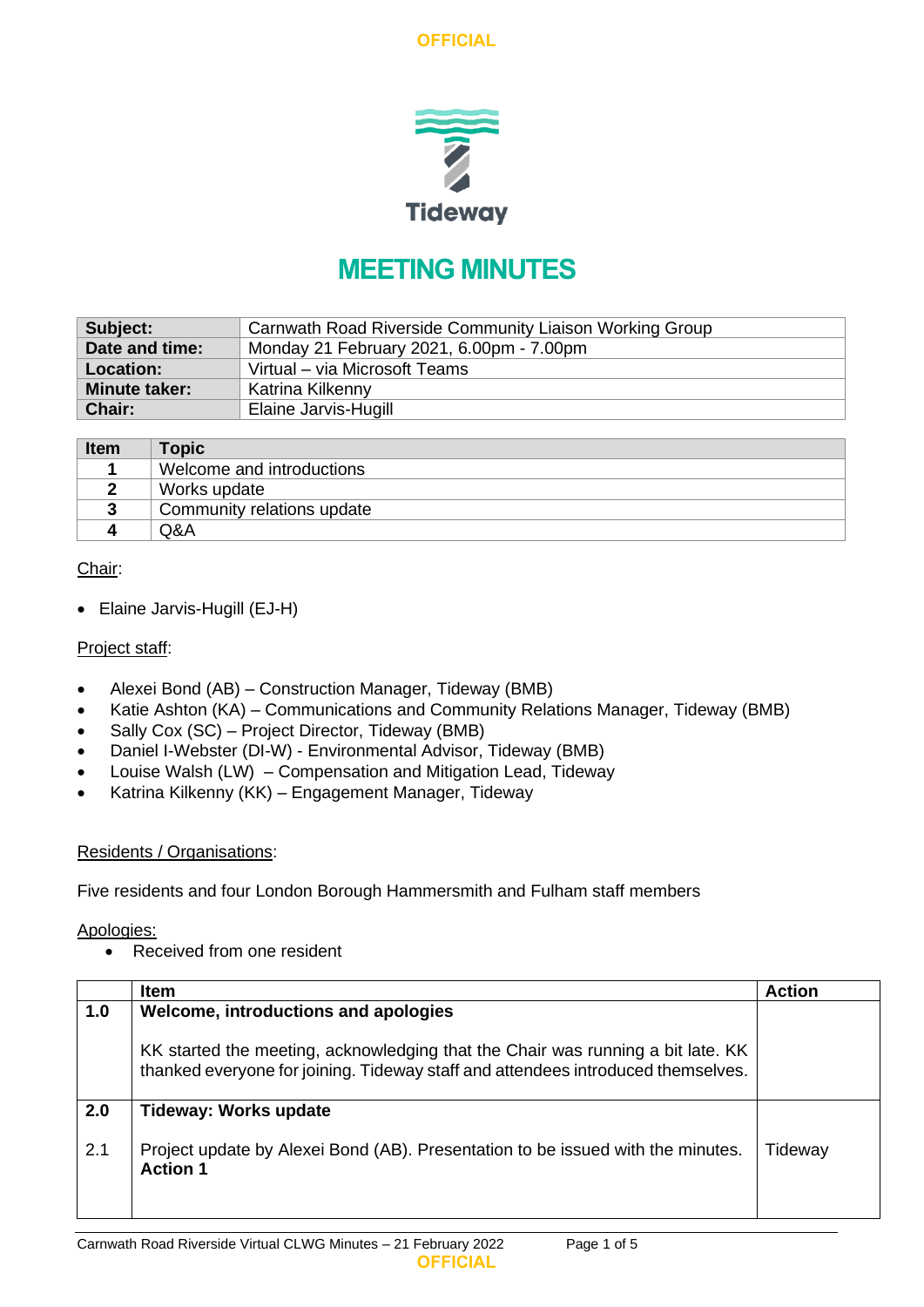OFFICIAL

Tideway

# MEETING MINUTES

| Subject: | Carnwath Road Riverside Community Liaison Working Group |
|---|---|
| Date and time: | Monday 21 February 2021, 6.00pm - 7.00pm |
| Location: | Virtual – via Microsoft Teams |
| Minute taker: | Katrina Kilkenny |
| Chair: | Elaine Jarvis-Hugill |

| Item | Topic |
|---|---|
| 1 | Welcome and introductions |
| 2 | Works update |
| 3 | Community relations update |
| 4 | Q&A |

Chair:

- Elaine Jarvis-Hugill (EJ-H)

Project staff:

- Alexei Bond (AB) – Construction Manager, Tideway (BMB)
- Katie Ashton (KA) – Communications and Community Relations Manager, Tideway (BMB)
- Sally Cox (SC) – Project Director, Tideway (BMB)
- Daniel I-Webster (DI-W) - Environmental Advisor, Tideway (BMB)
- Louise Walsh (LW) – Compensation and Mitigation Lead, Tideway
- Katrina Kilkenny (KK) – Engagement Manager, Tideway

Residents / Organisations:

Five residents and four London Borough Hammersmith and Fulham staff members

Apologies:

- Received from one resident

| | Item | Action |
|---|---|---|
| 1.0 | **Welcome, introductions and apologies**<br><br>KK started the meeting, acknowledging that the Chair was running a bit late. KK thanked everyone for joining. Tideway staff and attendees introduced themselves. | |
| 2.0 | **Tideway: Works update** | |
| 2.1 | Project update by Alexei Bond (AB). Presentation to be issued with the minutes. **Action 1** | Tideway |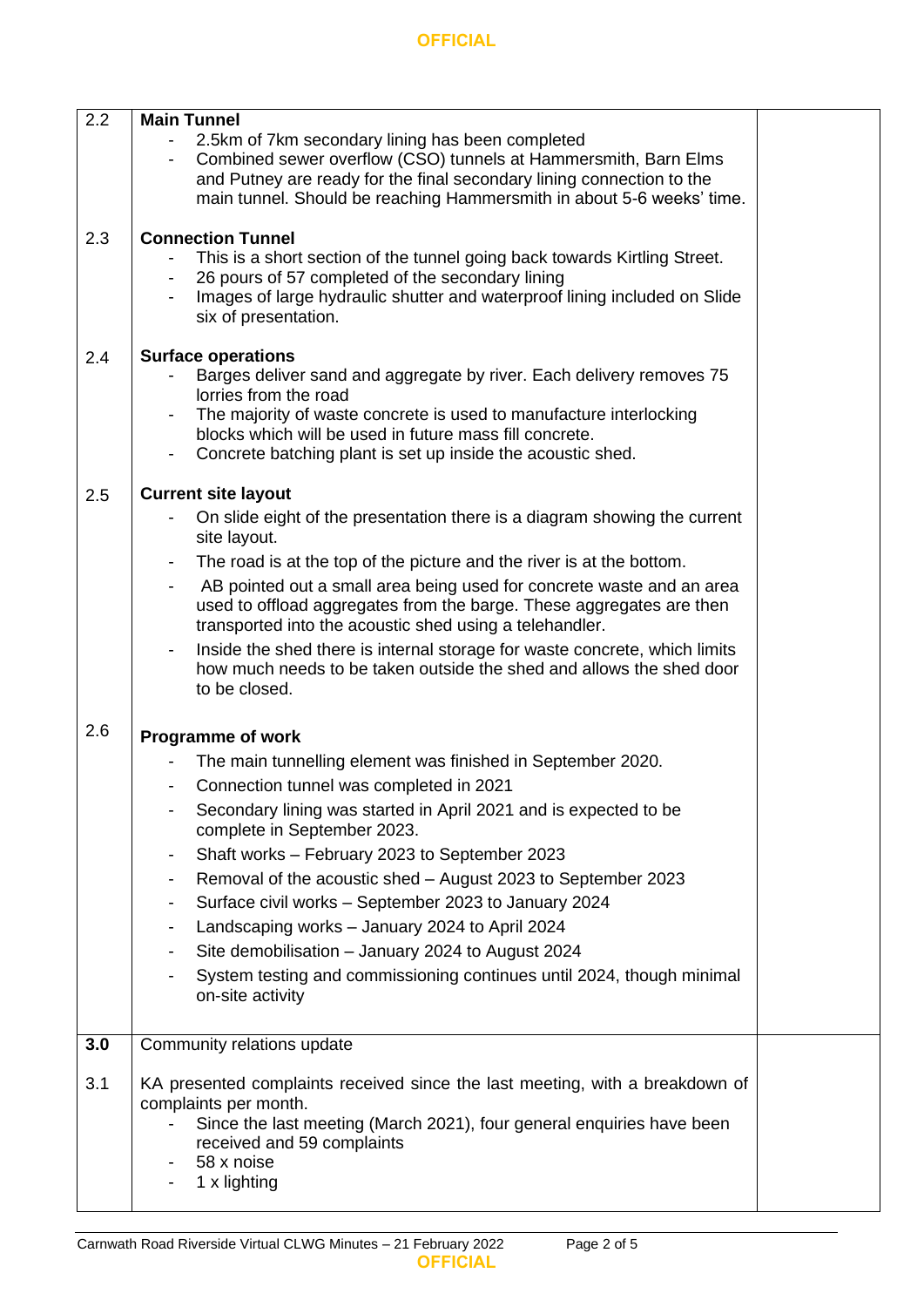| | | |
|---|---|---|
| 2.2 | **Main Tunnel**<br>- 2.5km of 7km secondary lining has been completed<br>- Combined sewer overflow (CSO) tunnels at Hammersmith, Barn Elms and Putney are ready for the final secondary lining connection to the main tunnel. Should be reaching Hammersmith in about 5-6 weeks' time. | |
| 2.3 | **Connection Tunnel**<br>- This is a short section of the tunnel going back towards Kirtling Street.<br>- 26 pours of 57 completed of the secondary lining<br>- Images of large hydraulic shutter and waterproof lining included on Slide six of presentation. | |
| 2.4 | **Surface operations**<br>- Barges deliver sand and aggregate by river. Each delivery removes 75 lorries from the road<br>- The majority of waste concrete is used to manufacture interlocking blocks which will be used in future mass fill concrete.<br>- Concrete batching plant is set up inside the acoustic shed. | |
| 2.5 | **Current site layout**<br>- On slide eight of the presentation there is a diagram showing the current site layout.<br>- The road is at the top of the picture and the river is at the bottom.<br>- AB pointed out a small area being used for concrete waste and an area used to offload aggregates from the barge. These aggregates are then transported into the acoustic shed using a telehandler.<br>- Inside the shed there is internal storage for waste concrete, which limits how much needs to be taken outside the shed and allows the shed door to be closed. | |
| 2.6 | **Programme of work**<br>- The main tunnelling element was finished in September 2020.<br>- Connection tunnel was completed in 2021<br>- Secondary lining was started in April 2021 and is expected to be complete in September 2023.<br>- Shaft works – February 2023 to September 2023<br>- Removal of the acoustic shed – August 2023 to September 2023<br>- Surface civil works – September 2023 to January 2024<br>- Landscaping works – January 2024 to April 2024<br>- Site demobilisation – January 2024 to August 2024<br>- System testing and commissioning continues until 2024, though minimal on-site activity | |
| **3.0** | Community relations update | |
| 3.1 | KA presented complaints received since the last meeting, with a breakdown of complaints per month.<br>- Since the last meeting (March 2021), four general enquiries have been received and 59 complaints<br>- 58 x noise<br>- 1 x lighting | |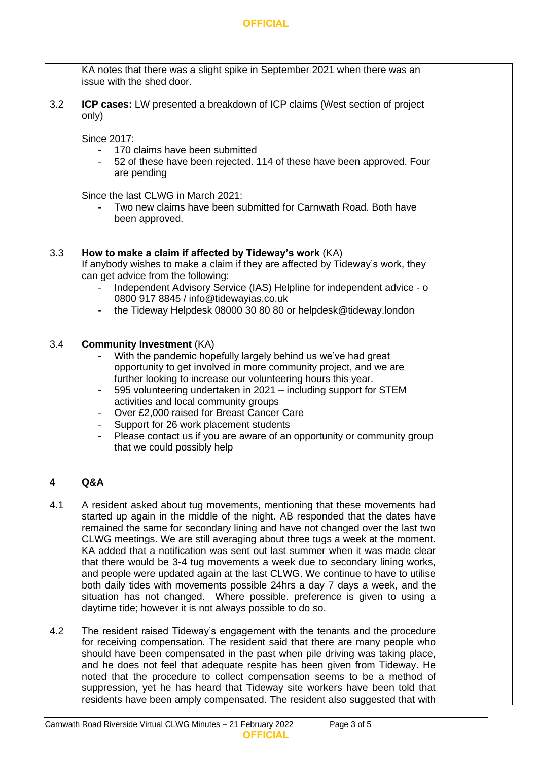| | | |
|---|---|---|
| | KA notes that there was a slight spike in September 2021 when there was an issue with the shed door. | |
| 3.2 | **ICP cases:** LW presented a breakdown of ICP claims (West section of project only)<br><br>Since 2017:<br>- 170 claims have been submitted<br>- 52 of these have been rejected. 114 of these have been approved. Four are pending<br><br>Since the last CLWG in March 2021:<br>- Two new claims have been submitted for Carnwath Road. Both have been approved. | |
| 3.3 | **How to make a claim if affected by Tideway's work** (KA)<br>If anybody wishes to make a claim if they are affected by Tideway's work, they can get advice from the following:<br>- Independent Advisory Service (IAS) Helpline for independent advice - o 0800 917 8845 / info@tidewayias.co.uk<br>- the Tideway Helpdesk 08000 30 80 80 or helpdesk@tideway.london | |
| 3.4 | **Community Investment** (KA)<br>- With the pandemic hopefully largely behind us we've had great opportunity to get involved in more community project, and we are further looking to increase our volunteering hours this year.<br>- 595 volunteering undertaken in 2021 – including support for STEM activities and local community groups<br>- Over £2,000 raised for Breast Cancer Care<br>- Support for 26 work placement students<br>- Please contact us if you are aware of an opportunity or community group that we could possibly help | |
| **4** | **Q&A** | |
| 4.1 | A resident asked about tug movements, mentioning that these movements had started up again in the middle of the night. AB responded that the dates have remained the same for secondary lining and have not changed over the last two CLWG meetings. We are still averaging about three tugs a week at the moment. KA added that a notification was sent out last summer when it was made clear that there would be 3-4 tug movements a week due to secondary lining works, and people were updated again at the last CLWG. We continue to have to utilise both daily tides with movements possible 24hrs a day 7 days a week, and the situation has not changed. Where possible. preference is given to using a daytime tide; however it is not always possible to do so. | |
| 4.2 | The resident raised Tideway's engagement with the tenants and the procedure for receiving compensation. The resident said that there are many people who should have been compensated in the past when pile driving was taking place, and he does not feel that adequate respite has been given from Tideway. He noted that the procedure to collect compensation seems to be a method of suppression, yet he has heard that Tideway site workers have been told that residents have been amply compensated. The resident also suggested that with | |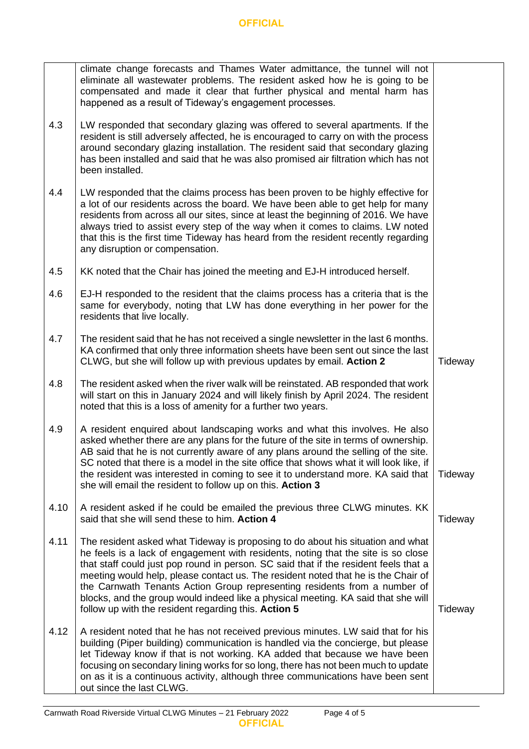| | | |
|---|---|---|
| | climate change forecasts and Thames Water admittance, the tunnel will not eliminate all wastewater problems. The resident asked how he is going to be compensated and made it clear that further physical and mental harm has happened as a result of Tideway's engagement processes. | |
| 4.3 | LW responded that secondary glazing was offered to several apartments. If the resident is still adversely affected, he is encouraged to carry on with the process around secondary glazing installation. The resident said that secondary glazing has been installed and said that he was also promised air filtration which has not been installed. | |
| 4.4 | LW responded that the claims process has been proven to be highly effective for a lot of our residents across the board. We have been able to get help for many residents from across all our sites, since at least the beginning of 2016. We have always tried to assist every step of the way when it comes to claims. LW noted that this is the first time Tideway has heard from the resident recently regarding any disruption or compensation. | |
| 4.5 | KK noted that the Chair has joined the meeting and EJ-H introduced herself. | |
| 4.6 | EJ-H responded to the resident that the claims process has a criteria that is the same for everybody, noting that LW has done everything in her power for the residents that live locally. | |
| 4.7 | The resident said that he has not received a single newsletter in the last 6 months. KA confirmed that only three information sheets have been sent out since the last CLWG, but she will follow up with previous updates by email. **Action 2** | Tideway |
| 4.8 | The resident asked when the river walk will be reinstated. AB responded that work will start on this in January 2024 and will likely finish by April 2024. The resident noted that this is a loss of amenity for a further two years. | |
| 4.9 | A resident enquired about landscaping works and what this involves. He also asked whether there are any plans for the future of the site in terms of ownership. AB said that he is not currently aware of any plans around the selling of the site. SC noted that there is a model in the site office that shows what it will look like, if the resident was interested in coming to see it to understand more. KA said that she will email the resident to follow up on this. **Action 3** | Tideway |
| 4.10 | A resident asked if he could be emailed the previous three CLWG minutes. KK said that she will send these to him. **Action 4** | Tideway |
| 4.11 | The resident asked what Tideway is proposing to do about his situation and what he feels is a lack of engagement with residents, noting that the site is so close that staff could just pop round in person. SC said that if the resident feels that a meeting would help, please contact us. The resident noted that he is the Chair of the Carnwath Tenants Action Group representing residents from a number of blocks, and the group would indeed like a physical meeting. KA said that she will follow up with the resident regarding this. **Action 5** | Tideway |
| 4.12 | A resident noted that he has not received previous minutes. LW said that for his building (Piper building) communication is handled via the concierge, but please let Tideway know if that is not working. KA added that because we have been focusing on secondary lining works for so long, there has not been much to update on as it is a continuous activity, although three communications have been sent out since the last CLWG. | |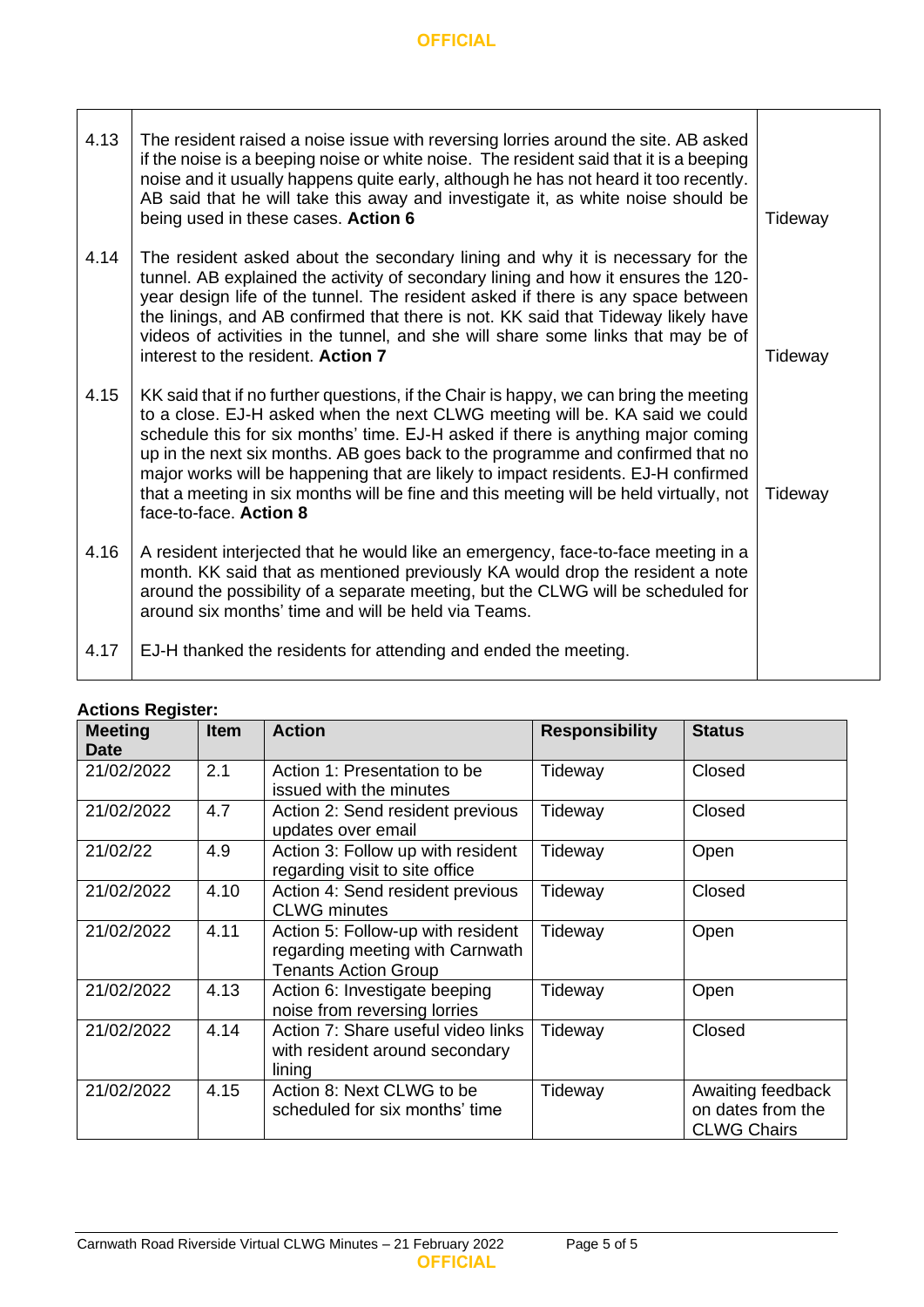| | | |
|---|---|---|
| 4.13 | The resident raised a noise issue with reversing lorries around the site. AB asked if the noise is a beeping noise or white noise. The resident said that it is a beeping noise and it usually happens quite early, although he has not heard it too recently. AB said that he will take this away and investigate it, as white noise should be being used in these cases. **Action 6** | Tideway |
| 4.14 | The resident asked about the secondary lining and why it is necessary for the tunnel. AB explained the activity of secondary lining and how it ensures the 120-year design life of the tunnel. The resident asked if there is any space between the linings, and AB confirmed that there is not. KK said that Tideway likely have videos of activities in the tunnel, and she will share some links that may be of interest to the resident. **Action 7** | Tideway |
| 4.15 | KK said that if no further questions, if the Chair is happy, we can bring the meeting to a close. EJ-H asked when the next CLWG meeting will be. KA said we could schedule this for six months' time. EJ-H asked if there is anything major coming up in the next six months. AB goes back to the programme and confirmed that no major works will be happening that are likely to impact residents. EJ-H confirmed that a meeting in six months will be fine and this meeting will be held virtually, not face-to-face. **Action 8** | Tideway |
| 4.16 | A resident interjected that he would like an emergency, face-to-face meeting in a month. KK said that as mentioned previously KA would drop the resident a note around the possibility of a separate meeting, but the CLWG will be scheduled for around six months' time and will be held via Teams. | |
| 4.17 | EJ-H thanked the residents for attending and ended the meeting. | |

**Actions Register:**

| Meeting Date | Item | Action | Responsibility | Status |
|---|---|---|---|---|
| 21/02/2022 | 2.1 | Action 1: Presentation to be issued with the minutes | Tideway | Closed |
| 21/02/2022 | 4.7 | Action 2: Send resident previous updates over email | Tideway | Closed |
| 21/02/22 | 4.9 | Action 3: Follow up with resident regarding visit to site office | Tideway | Open |
| 21/02/2022 | 4.10 | Action 4: Send resident previous CLWG minutes | Tideway | Closed |
| 21/02/2022 | 4.11 | Action 5: Follow-up with resident regarding meeting with Carnwath Tenants Action Group | Tideway | Open |
| 21/02/2022 | 4.13 | Action 6: Investigate beeping noise from reversing lorries | Tideway | Open |
| 21/02/2022 | 4.14 | Action 7: Share useful video links with resident around secondary lining | Tideway | Closed |
| 21/02/2022 | 4.15 | Action 8: Next CLWG to be scheduled for six months' time | Tideway | Awaiting feedback on dates from the CLWG Chairs |